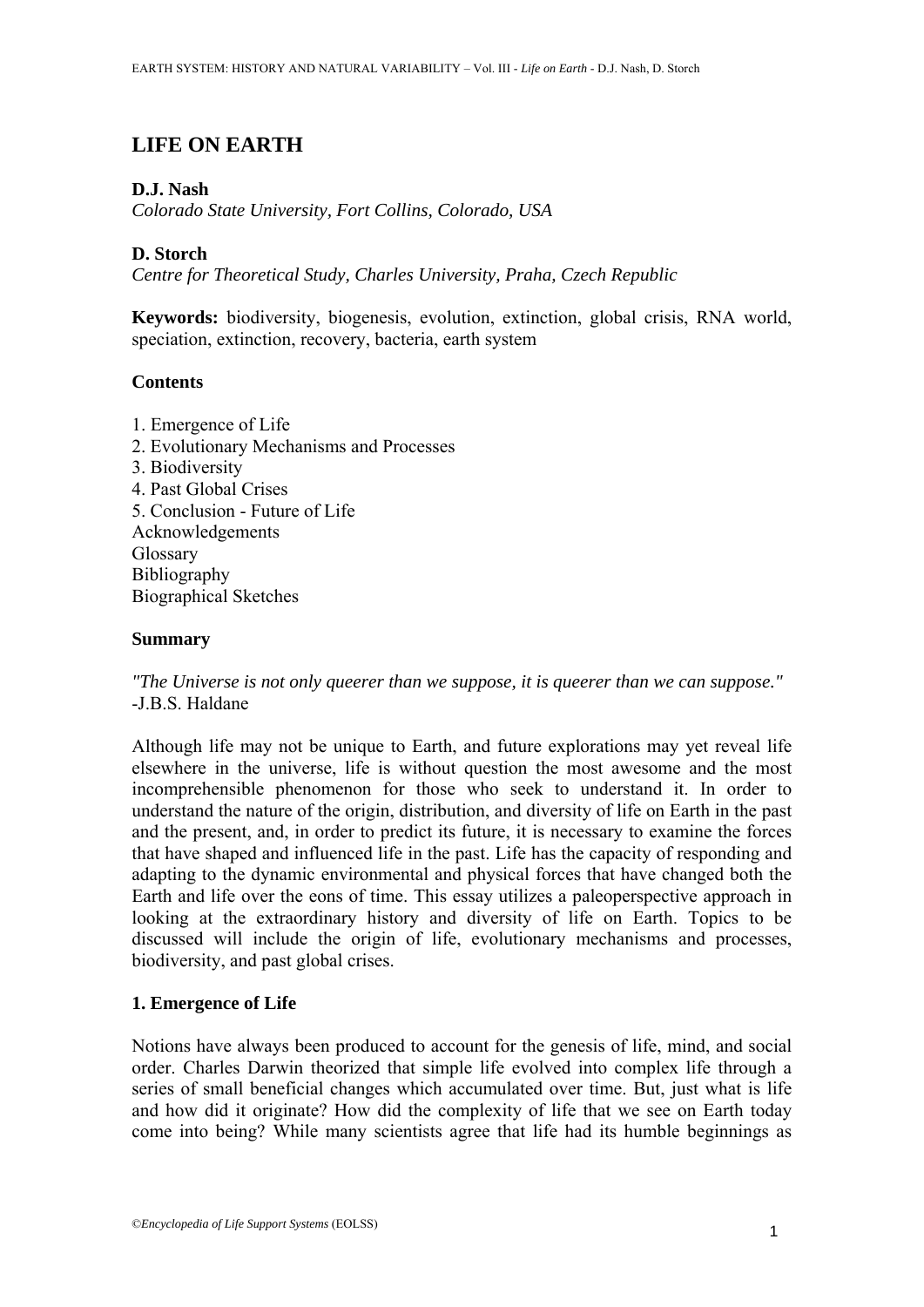# LIFE ON EARTH

**D.J. Nash**
*Colorado State University, Fort Collins, Colorado, USA*

**D. Storch**
*Centre for Theoretical Study, Charles University, Praha, Czech Republic*

**Keywords:** biodiversity, biogenesis, evolution, extinction, global crisis, RNA world, speciation, extinction, recovery, bacteria, earth system

## Contents

1. Emergence of Life
2. Evolutionary Mechanisms and Processes
3. Biodiversity
4. Past Global Crises
5. Conclusion - Future of Life

Acknowledgements
Glossary
Bibliography
Biographical Sketches

## Summary

*"The Universe is not only queerer than we suppose, it is queerer than we can suppose."*
-J.B.S. Haldane

Although life may not be unique to Earth, and future explorations may yet reveal life elsewhere in the universe, life is without question the most awesome and the most incomprehensible phenomenon for those who seek to understand it. In order to understand the nature of the origin, distribution, and diversity of life on Earth in the past and the present, and, in order to predict its future, it is necessary to examine the forces that have shaped and influenced life in the past. Life has the capacity of responding and adapting to the dynamic environmental and physical forces that have changed both the Earth and life over the eons of time. This essay utilizes a paleoperspective approach in looking at the extraordinary history and diversity of life on Earth. Topics to be discussed will include the origin of life, evolutionary mechanisms and processes, biodiversity, and past global crises.

## 1. Emergence of Life

Notions have always been produced to account for the genesis of life, mind, and social order. Charles Darwin theorized that simple life evolved into complex life through a series of small beneficial changes which accumulated over time. But, just what is life and how did it originate? How did the complexity of life that we see on Earth today come into being? While many scientists agree that life had its humble beginnings as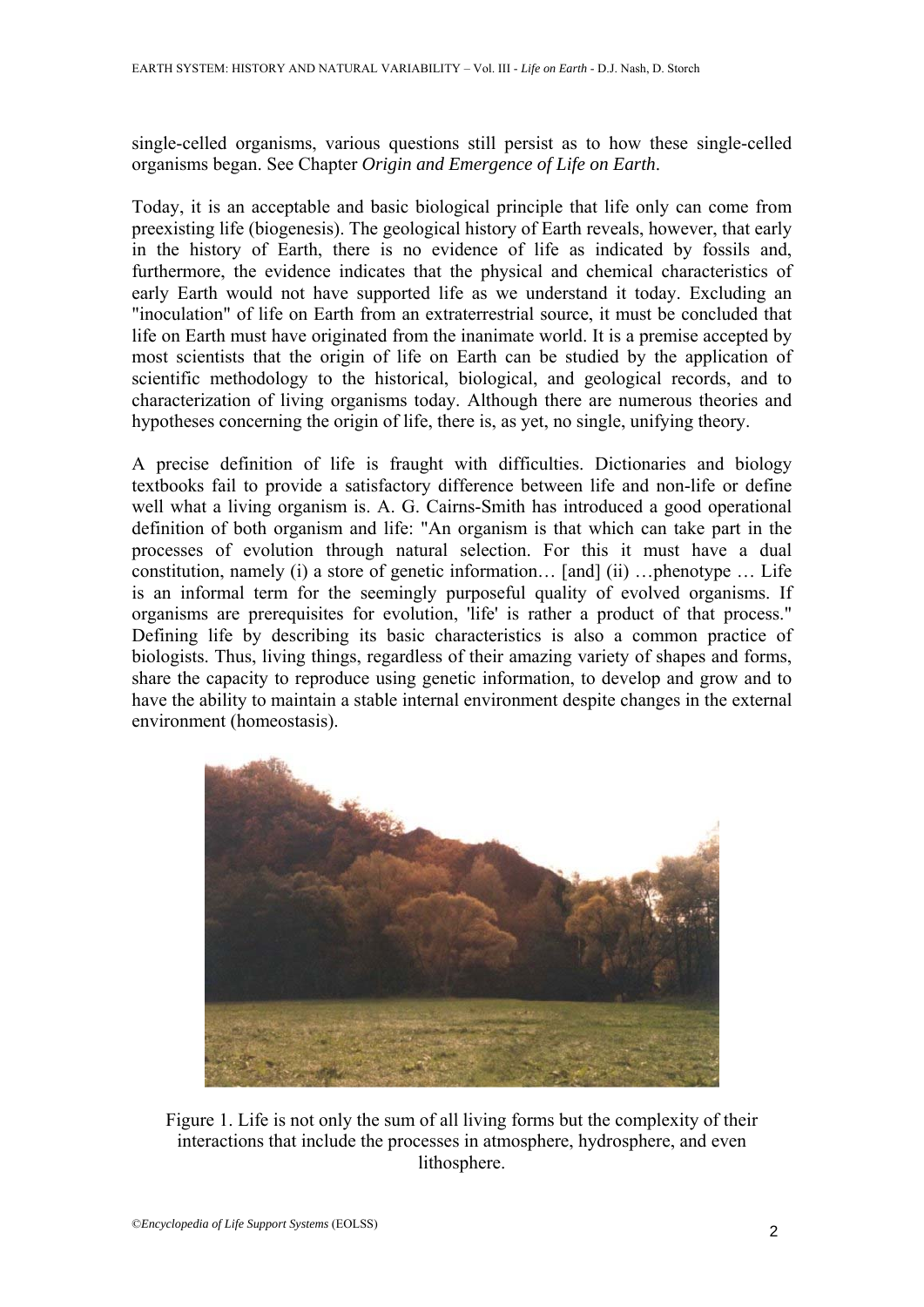single-celled organisms, various questions still persist as to how these single-celled organisms began. See Chapter *Origin and Emergence of Life on Earth*.

Today, it is an acceptable and basic biological principle that life only can come from preexisting life (biogenesis). The geological history of Earth reveals, however, that early in the history of Earth, there is no evidence of life as indicated by fossils and, furthermore, the evidence indicates that the physical and chemical characteristics of early Earth would not have supported life as we understand it today. Excluding an "inoculation" of life on Earth from an extraterrestrial source, it must be concluded that life on Earth must have originated from the inanimate world. It is a premise accepted by most scientists that the origin of life on Earth can be studied by the application of scientific methodology to the historical, biological, and geological records, and to characterization of living organisms today. Although there are numerous theories and hypotheses concerning the origin of life, there is, as yet, no single, unifying theory.

A precise definition of life is fraught with difficulties. Dictionaries and biology textbooks fail to provide a satisfactory difference between life and non-life or define well what a living organism is. A. G. Cairns-Smith has introduced a good operational definition of both organism and life: "An organism is that which can take part in the processes of evolution through natural selection. For this it must have a dual constitution, namely (i) a store of genetic information… [and] (ii) …phenotype … Life is an informal term for the seemingly purposeful quality of evolved organisms. If organisms are prerequisites for evolution, 'life' is rather a product of that process." Defining life by describing its basic characteristics is also a common practice of biologists. Thus, living things, regardless of their amazing variety of shapes and forms, share the capacity to reproduce using genetic information, to develop and grow and to have the ability to maintain a stable internal environment despite changes in the external environment (homeostasis).

Figure 1. Life is not only the sum of all living forms but the complexity of their interactions that include the processes in atmosphere, hydrosphere, and even lithosphere.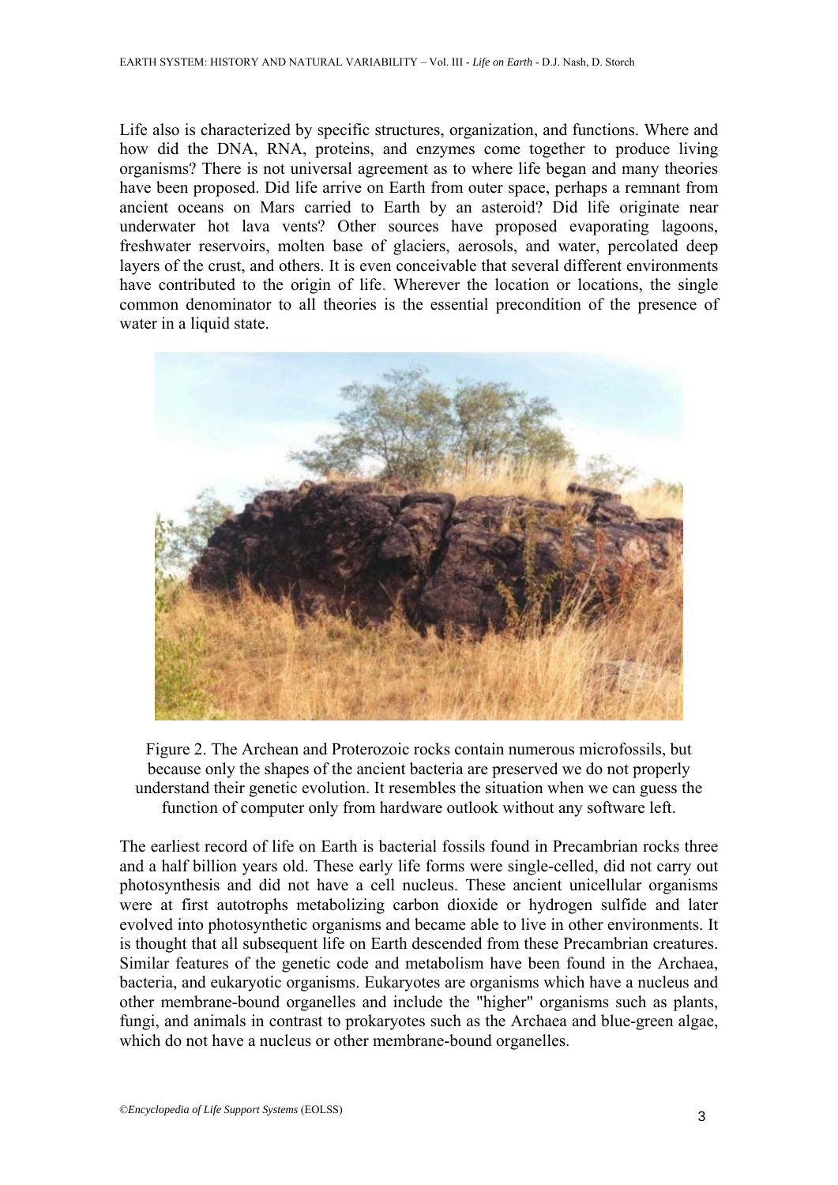Life also is characterized by specific structures, organization, and functions. Where and how did the DNA, RNA, proteins, and enzymes come together to produce living organisms? There is not universal agreement as to where life began and many theories have been proposed. Did life arrive on Earth from outer space, perhaps a remnant from ancient oceans on Mars carried to Earth by an asteroid? Did life originate near underwater hot lava vents? Other sources have proposed evaporating lagoons, freshwater reservoirs, molten base of glaciers, aerosols, and water, percolated deep layers of the crust, and others. It is even conceivable that several different environments have contributed to the origin of life. Wherever the location or locations, the single common denominator to all theories is the essential precondition of the presence of water in a liquid state.

Figure 2. The Archean and Proterozoic rocks contain numerous microfossils, but because only the shapes of the ancient bacteria are preserved we do not properly understand their genetic evolution. It resembles the situation when we can guess the function of computer only from hardware outlook without any software left.

The earliest record of life on Earth is bacterial fossils found in Precambrian rocks three and a half billion years old. These early life forms were single-celled, did not carry out photosynthesis and did not have a cell nucleus. These ancient unicellular organisms were at first autotrophs metabolizing carbon dioxide or hydrogen sulfide and later evolved into photosynthetic organisms and became able to live in other environments. It is thought that all subsequent life on Earth descended from these Precambrian creatures. Similar features of the genetic code and metabolism have been found in the Archaea, bacteria, and eukaryotic organisms. Eukaryotes are organisms which have a nucleus and other membrane-bound organelles and include the "higher" organisms such as plants, fungi, and animals in contrast to prokaryotes such as the Archaea and blue-green algae, which do not have a nucleus or other membrane-bound organelles.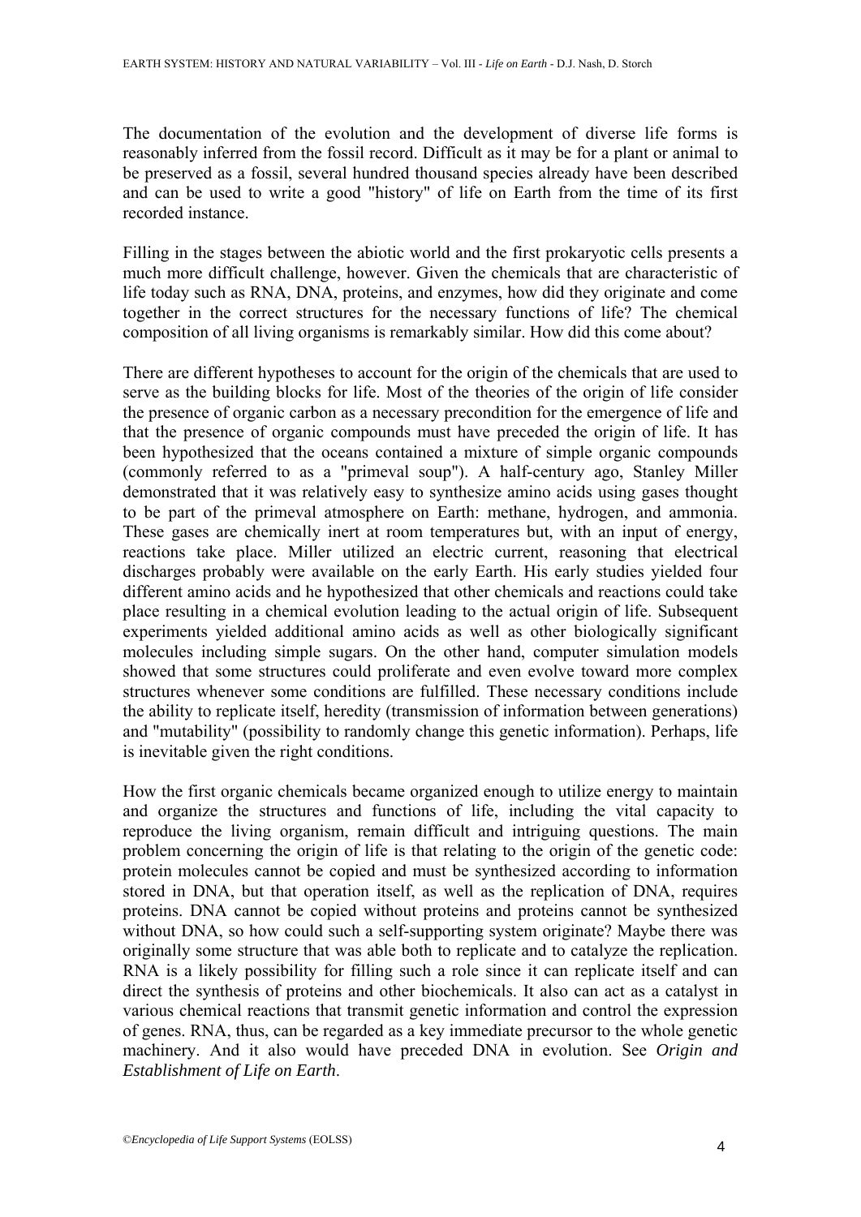The documentation of the evolution and the development of diverse life forms is reasonably inferred from the fossil record. Difficult as it may be for a plant or animal to be preserved as a fossil, several hundred thousand species already have been described and can be used to write a good "history" of life on Earth from the time of its first recorded instance.

Filling in the stages between the abiotic world and the first prokaryotic cells presents a much more difficult challenge, however. Given the chemicals that are characteristic of life today such as RNA, DNA, proteins, and enzymes, how did they originate and come together in the correct structures for the necessary functions of life? The chemical composition of all living organisms is remarkably similar. How did this come about?

There are different hypotheses to account for the origin of the chemicals that are used to serve as the building blocks for life. Most of the theories of the origin of life consider the presence of organic carbon as a necessary precondition for the emergence of life and that the presence of organic compounds must have preceded the origin of life. It has been hypothesized that the oceans contained a mixture of simple organic compounds (commonly referred to as a "primeval soup"). A half-century ago, Stanley Miller demonstrated that it was relatively easy to synthesize amino acids using gases thought to be part of the primeval atmosphere on Earth: methane, hydrogen, and ammonia. These gases are chemically inert at room temperatures but, with an input of energy, reactions take place. Miller utilized an electric current, reasoning that electrical discharges probably were available on the early Earth. His early studies yielded four different amino acids and he hypothesized that other chemicals and reactions could take place resulting in a chemical evolution leading to the actual origin of life. Subsequent experiments yielded additional amino acids as well as other biologically significant molecules including simple sugars. On the other hand, computer simulation models showed that some structures could proliferate and even evolve toward more complex structures whenever some conditions are fulfilled. These necessary conditions include the ability to replicate itself, heredity (transmission of information between generations) and "mutability" (possibility to randomly change this genetic information). Perhaps, life is inevitable given the right conditions.

How the first organic chemicals became organized enough to utilize energy to maintain and organize the structures and functions of life, including the vital capacity to reproduce the living organism, remain difficult and intriguing questions. The main problem concerning the origin of life is that relating to the origin of the genetic code: protein molecules cannot be copied and must be synthesized according to information stored in DNA, but that operation itself, as well as the replication of DNA, requires proteins. DNA cannot be copied without proteins and proteins cannot be synthesized without DNA, so how could such a self-supporting system originate? Maybe there was originally some structure that was able both to replicate and to catalyze the replication. RNA is a likely possibility for filling such a role since it can replicate itself and can direct the synthesis of proteins and other biochemicals. It also can act as a catalyst in various chemical reactions that transmit genetic information and control the expression of genes. RNA, thus, can be regarded as a key immediate precursor to the whole genetic machinery. And it also would have preceded DNA in evolution. See *Origin and Establishment of Life on Earth*.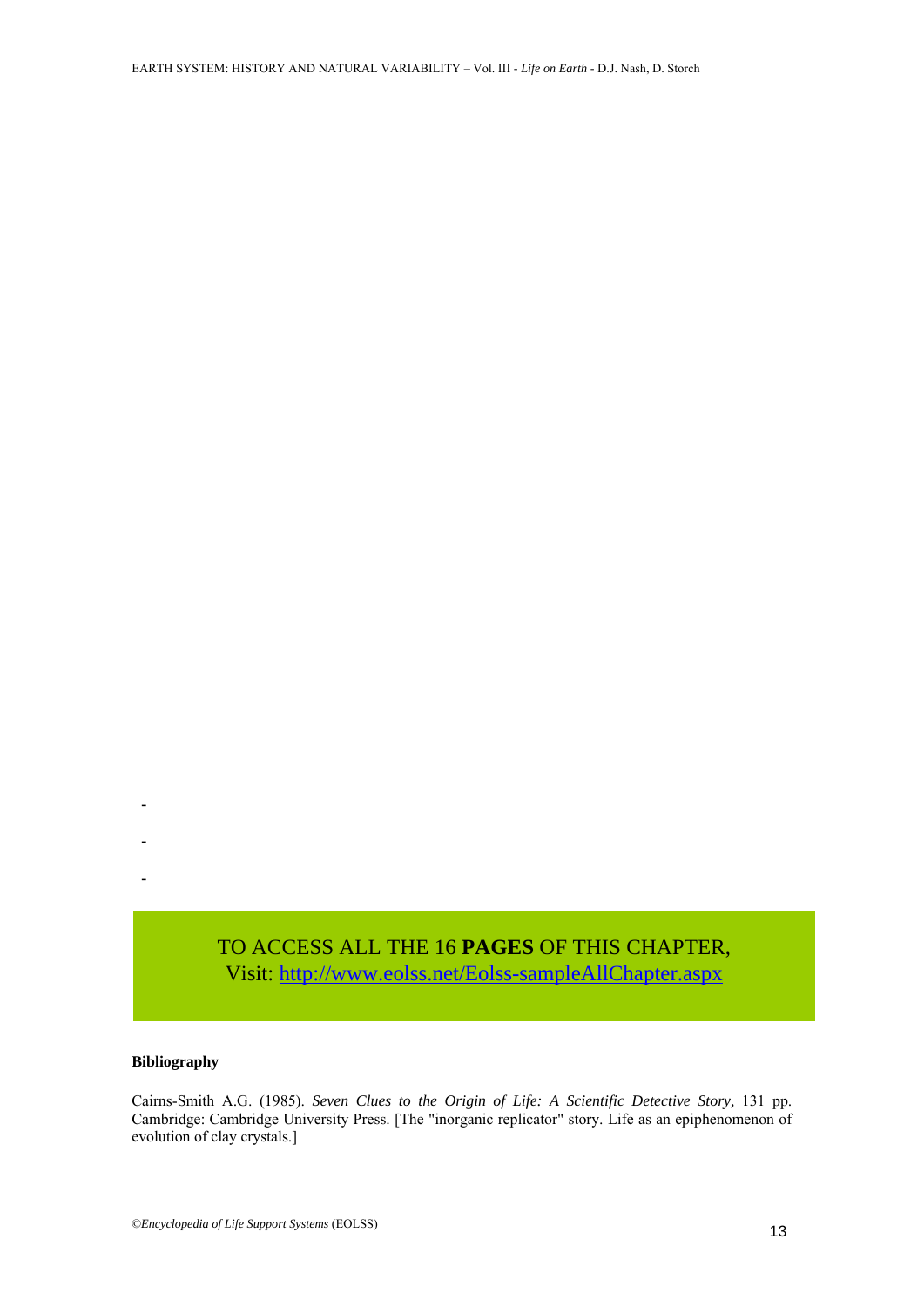-

-

-

TO ACCESS ALL THE 16 **PAGES** OF THIS CHAPTER,
Visit: [http://www.eolss.net/Eolss-sampleAllChapter.aspx](http://www.eolss.net/Eolss-sampleAllChapter.aspx)

**Bibliography**

Cairns-Smith A.G. (1985). *Seven Clues to the Origin of Life: A Scientific Detective Story*, 131 pp. Cambridge: Cambridge University Press. [The "inorganic replicator" story. Life as an epiphenomenon of evolution of clay crystals.]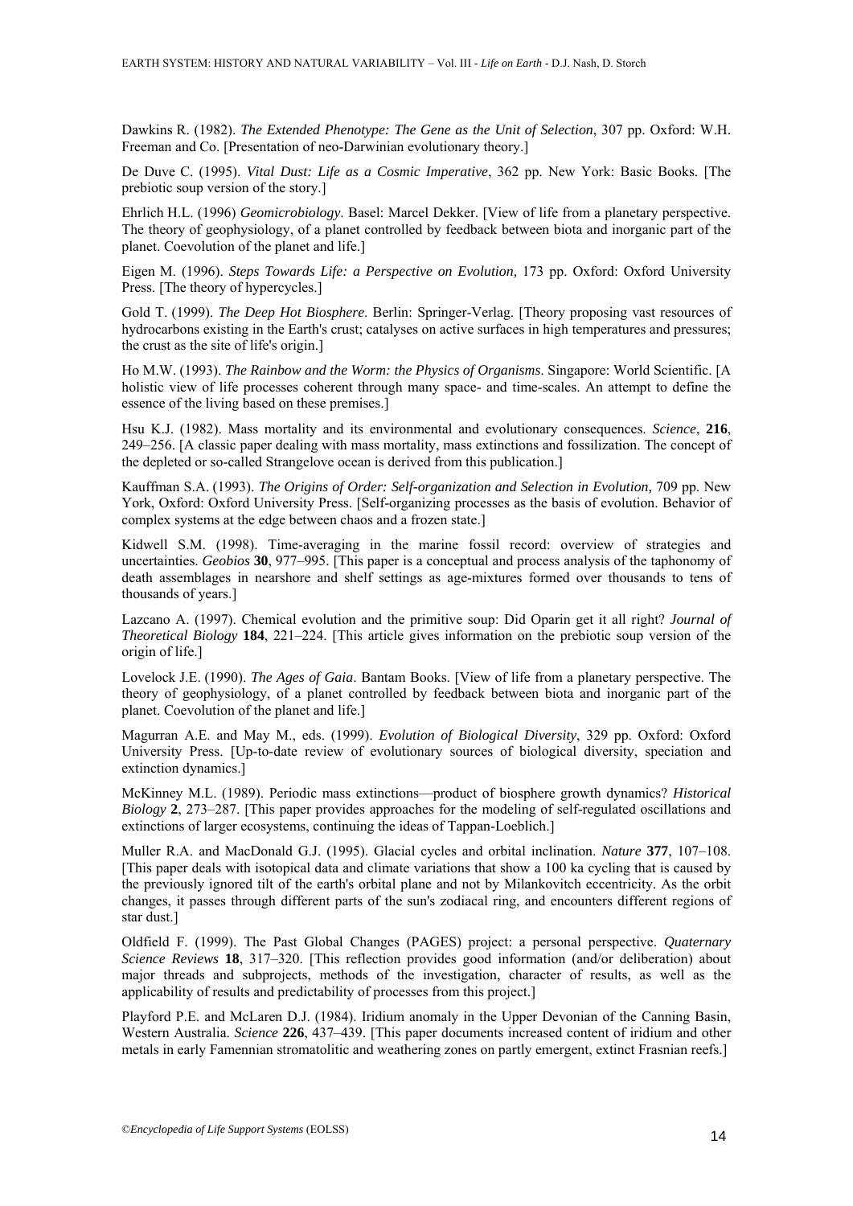Dawkins R. (1982). *The Extended Phenotype: The Gene as the Unit of Selection*, 307 pp. Oxford: W.H. Freeman and Co. [Presentation of neo-Darwinian evolutionary theory.]

De Duve C. (1995). *Vital Dust: Life as a Cosmic Imperative*, 362 pp. New York: Basic Books. [The prebiotic soup version of the story.]

Ehrlich H.L. (1996) *Geomicrobiology*. Basel: Marcel Dekker. [View of life from a planetary perspective. The theory of geophysiology, of a planet controlled by feedback between biota and inorganic part of the planet. Coevolution of the planet and life.]

Eigen M. (1996). *Steps Towards Life: a Perspective on Evolution,* 173 pp. Oxford: Oxford University Press. [The theory of hypercycles.]

Gold T. (1999). *The Deep Hot Biosphere*. Berlin: Springer-Verlag. [Theory proposing vast resources of hydrocarbons existing in the Earth's crust; catalyses on active surfaces in high temperatures and pressures; the crust as the site of life's origin.]

Ho M.W. (1993). *The Rainbow and the Worm: the Physics of Organisms*. Singapore: World Scientific. [A holistic view of life processes coherent through many space- and time-scales. An attempt to define the essence of the living based on these premises.]

Hsu K.J. (1982). Mass mortality and its environmental and evolutionary consequences. *Science*, **216**, 249–256. [A classic paper dealing with mass mortality, mass extinctions and fossilization. The concept of the depleted or so-called Strangelove ocean is derived from this publication.]

Kauffman S.A. (1993). *The Origins of Order: Self-organization and Selection in Evolution,* 709 pp. New York, Oxford: Oxford University Press. [Self-organizing processes as the basis of evolution. Behavior of complex systems at the edge between chaos and a frozen state.]

Kidwell S.M. (1998). Time-averaging in the marine fossil record: overview of strategies and uncertainties. *Geobios* **30**, 977–995. [This paper is a conceptual and process analysis of the taphonomy of death assemblages in nearshore and shelf settings as age-mixtures formed over thousands to tens of thousands of years.]

Lazcano A. (1997). Chemical evolution and the primitive soup: Did Oparin get it all right? *Journal of Theoretical Biology* **184**, 221–224. [This article gives information on the prebiotic soup version of the origin of life.]

Lovelock J.E. (1990). *The Ages of Gaia*. Bantam Books. [View of life from a planetary perspective. The theory of geophysiology, of a planet controlled by feedback between biota and inorganic part of the planet. Coevolution of the planet and life.]

Magurran A.E. and May M., eds. (1999). *Evolution of Biological Diversity*, 329 pp. Oxford: Oxford University Press. [Up-to-date review of evolutionary sources of biological diversity, speciation and extinction dynamics.]

McKinney M.L. (1989). Periodic mass extinctions—product of biosphere growth dynamics? *Historical Biology* **2**, 273–287. [This paper provides approaches for the modeling of self-regulated oscillations and extinctions of larger ecosystems, continuing the ideas of Tappan-Loeblich.]

Muller R.A. and MacDonald G.J. (1995). Glacial cycles and orbital inclination. *Nature* **377**, 107–108. [This paper deals with isotopical data and climate variations that show a 100 ka cycling that is caused by the previously ignored tilt of the earth's orbital plane and not by Milankovitch eccentricity. As the orbit changes, it passes through different parts of the sun's zodiacal ring, and encounters different regions of star dust.]

Oldfield F. (1999). The Past Global Changes (PAGES) project: a personal perspective. *Quaternary Science Reviews* **18**, 317–320. [This reflection provides good information (and/or deliberation) about major threads and subprojects, methods of the investigation, character of results, as well as the applicability of results and predictability of processes from this project.]

Playford P.E. and McLaren D.J. (1984). Iridium anomaly in the Upper Devonian of the Canning Basin, Western Australia. *Science* **226**, 437–439. [This paper documents increased content of iridium and other metals in early Famennian stromatolitic and weathering zones on partly emergent, extinct Frasnian reefs.]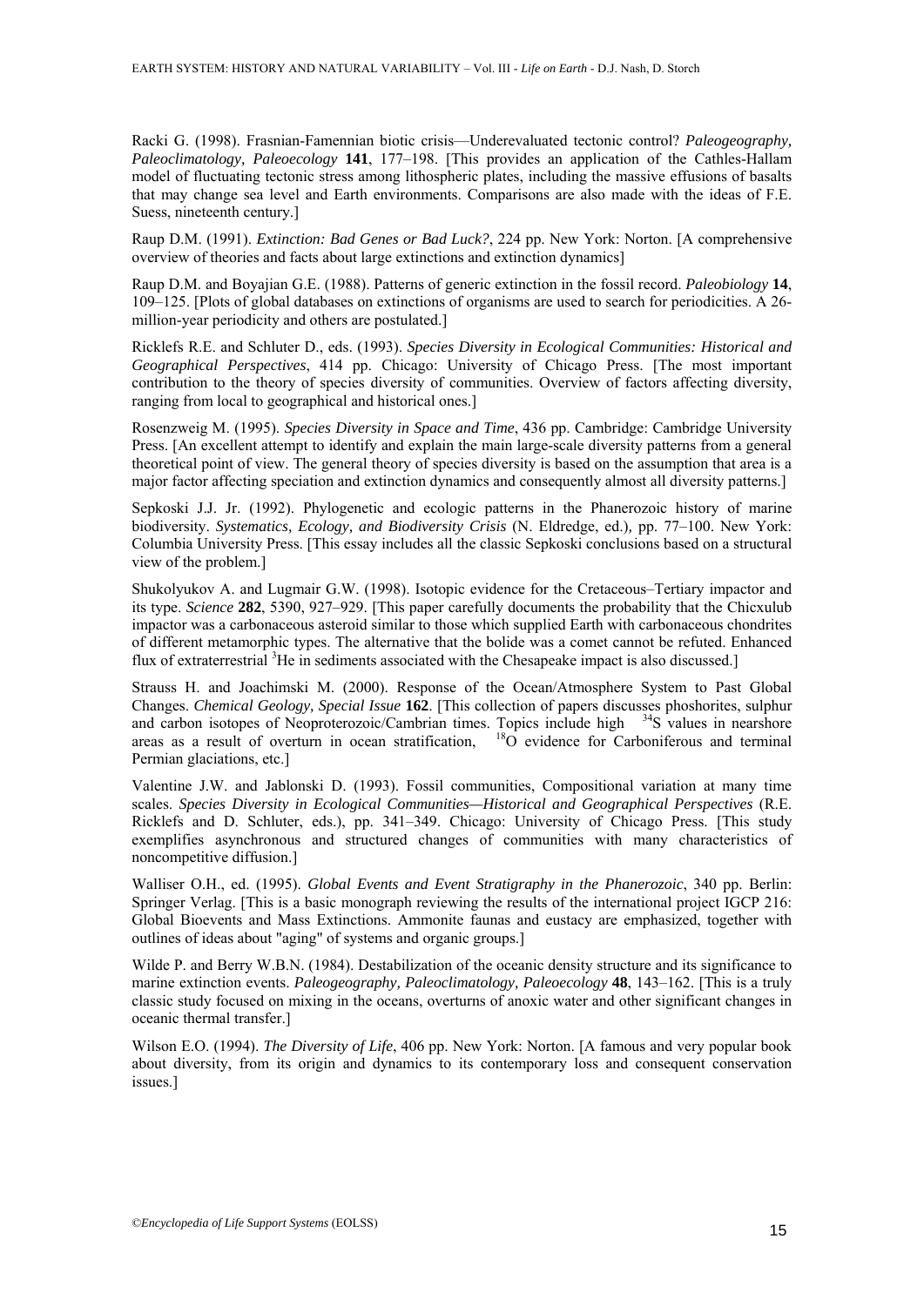Racki G. (1998). Frasnian-Famennian biotic crisis—Underevaluated tectonic control? *Paleogeography, Paleoclimatology, Paleoecology* **141**, 177–198. [This provides an application of the Cathles-Hallam model of fluctuating tectonic stress among lithospheric plates, including the massive effusions of basalts that may change sea level and Earth environments. Comparisons are also made with the ideas of F.E. Suess, nineteenth century.]

Raup D.M. (1991). *Extinction: Bad Genes or Bad Luck?*, 224 pp. New York: Norton. [A comprehensive overview of theories and facts about large extinctions and extinction dynamics]

Raup D.M. and Boyajian G.E. (1988). Patterns of generic extinction in the fossil record. *Paleobiology* **14**, 109–125. [Plots of global databases on extinctions of organisms are used to search for periodicities. A 26-million-year periodicity and others are postulated.]

Ricklefs R.E. and Schluter D., eds. (1993). *Species Diversity in Ecological Communities: Historical and Geographical Perspectives*, 414 pp. Chicago: University of Chicago Press. [The most important contribution to the theory of species diversity of communities. Overview of factors affecting diversity, ranging from local to geographical and historical ones.]

Rosenzweig M. (1995). *Species Diversity in Space and Time*, 436 pp. Cambridge: Cambridge University Press. [An excellent attempt to identify and explain the main large-scale diversity patterns from a general theoretical point of view. The general theory of species diversity is based on the assumption that area is a major factor affecting speciation and extinction dynamics and consequently almost all diversity patterns.]

Sepkoski J.J. Jr. (1992). Phylogenetic and ecologic patterns in the Phanerozoic history of marine biodiversity. *Systematics, Ecology, and Biodiversity Crisis* (N. Eldredge, ed.), pp. 77–100. New York: Columbia University Press. [This essay includes all the classic Sepkoski conclusions based on a structural view of the problem.]

Shukolyukov A. and Lugmair G.W. (1998). Isotopic evidence for the Cretaceous–Tertiary impactor and its type. *Science* **282**, 5390, 927–929. [This paper carefully documents the probability that the Chicxulub impactor was a carbonaceous asteroid similar to those which supplied Earth with carbonaceous chondrites of different metamorphic types. The alternative that the bolide was a comet cannot be refuted. Enhanced flux of extraterrestrial $^{3}$He in sediments associated with the Chesapeake impact is also discussed.]

Strauss H. and Joachimski M. (2000). Response of the Ocean/Atmosphere System to Past Global Changes. *Chemical Geology, Special Issue* **162**. [This collection of papers discusses phoshorites, sulphur and carbon isotopes of Neoproterozoic/Cambrian times. Topics include high $^{34}$S values in nearshore areas as a result of overturn in ocean stratification, $^{18}$O evidence for Carboniferous and terminal Permian glaciations, etc.]

Valentine J.W. and Jablonski D. (1993). Fossil communities, Compositional variation at many time scales. *Species Diversity in Ecological Communities—Historical and Geographical Perspectives* (R.E. Ricklefs and D. Schluter, eds.), pp. 341–349. Chicago: University of Chicago Press. [This study exemplifies asynchronous and structured changes of communities with many characteristics of noncompetitive diffusion.]

Walliser O.H., ed. (1995). *Global Events and Event Stratigraphy in the Phanerozoic*, 340 pp. Berlin: Springer Verlag. [This is a basic monograph reviewing the results of the international project IGCP 216: Global Bioevents and Mass Extinctions. Ammonite faunas and eustacy are emphasized, together with outlines of ideas about "aging" of systems and organic groups.]

Wilde P. and Berry W.B.N. (1984). Destabilization of the oceanic density structure and its significance to marine extinction events. *Paleogeography, Paleoclimatology, Paleoecology* **48**, 143–162. [This is a truly classic study focused on mixing in the oceans, overturns of anoxic water and other significant changes in oceanic thermal transfer.]

Wilson E.O. (1994). *The Diversity of Life*, 406 pp. New York: Norton. [A famous and very popular book about diversity, from its origin and dynamics to its contemporary loss and consequent conservation issues.]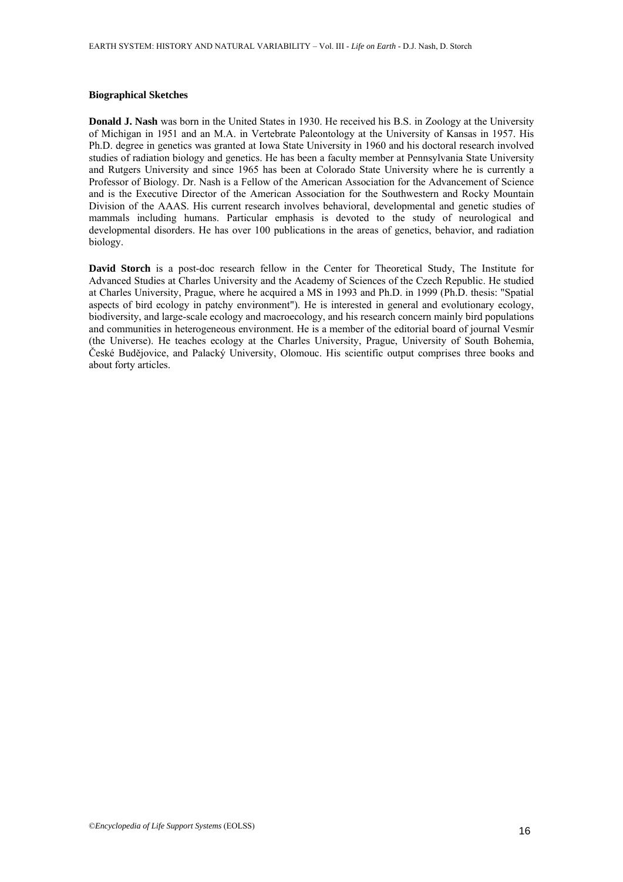### Biographical Sketches

**Donald J. Nash** was born in the United States in 1930. He received his B.S. in Zoology at the University of Michigan in 1951 and an M.A. in Vertebrate Paleontology at the University of Kansas in 1957. His Ph.D. degree in genetics was granted at Iowa State University in 1960 and his doctoral research involved studies of radiation biology and genetics. He has been a faculty member at Pennsylvania State University and Rutgers University and since 1965 has been at Colorado State University where he is currently a Professor of Biology. Dr. Nash is a Fellow of the American Association for the Advancement of Science and is the Executive Director of the American Association for the Southwestern and Rocky Mountain Division of the AAAS. His current research involves behavioral, developmental and genetic studies of mammals including humans. Particular emphasis is devoted to the study of neurological and developmental disorders. He has over 100 publications in the areas of genetics, behavior, and radiation biology.

**David Storch** is a post-doc research fellow in the Center for Theoretical Study, The Institute for Advanced Studies at Charles University and the Academy of Sciences of the Czech Republic. He studied at Charles University, Prague, where he acquired a MS in 1993 and Ph.D. in 1999 (Ph.D. thesis: "Spatial aspects of bird ecology in patchy environment"). He is interested in general and evolutionary ecology, biodiversity, and large-scale ecology and macroecology, and his research concern mainly bird populations and communities in heterogeneous environment. He is a member of the editorial board of journal Vesmír (the Universe). He teaches ecology at the Charles University, Prague, University of South Bohemia, České Budějovice, and Palacký University, Olomouc. His scientific output comprises three books and about forty articles.